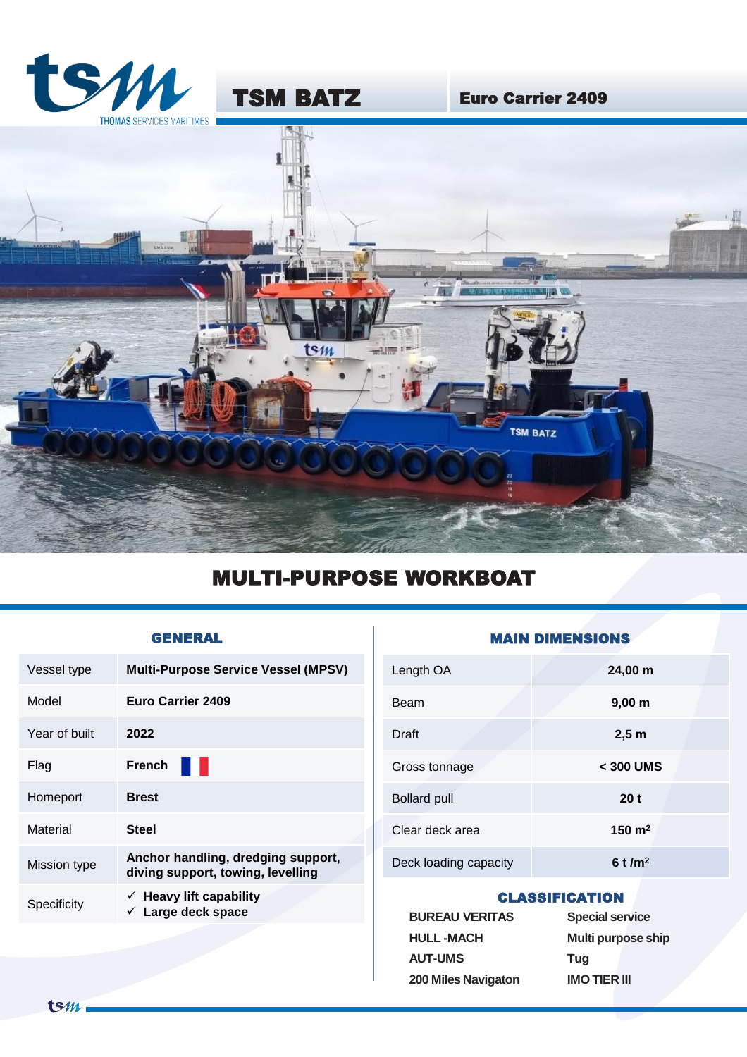# TSM BATZ

## Euro Carrier 2409

# MULTI-PURPOSE WORKBOAT

### GENERAL

| | |
|---|---|
| Vessel type | **Multi-Purpose Service Vessel (MPSV)** |
| Model | **Euro Carrier 2409** |
| Year of built | **2022** |
| Flag | **French** |
| Homeport | **Brest** |
| Material | **Steel** |
| Mission type | **Anchor handling, dredging support, diving support, towing, levelling** |
| Specificity | ✓ **Heavy lift capability**<br>✓ **Large deck space** |

### MAIN DIMENSIONS

| | |
|---|---|
| Length OA | **24,00 m** |
| Beam | **9,00 m** |
| Draft | **2,5 m** |
| Gross tonnage | **< 300 UMS** |
| Bollard pull | **20 t** |
| Clear deck area | **150 m²** |
| Deck loading capacity | **6 t /m²** |

### CLASSIFICATION

| | |
|---|---|
| **BUREAU VERITAS** | **Special service** |
| **HULL -MACH** | **Multi purpose ship** |
| **AUT-UMS** | **Tug** |
| **200 Miles Navigaton** | **IMO TIER III** |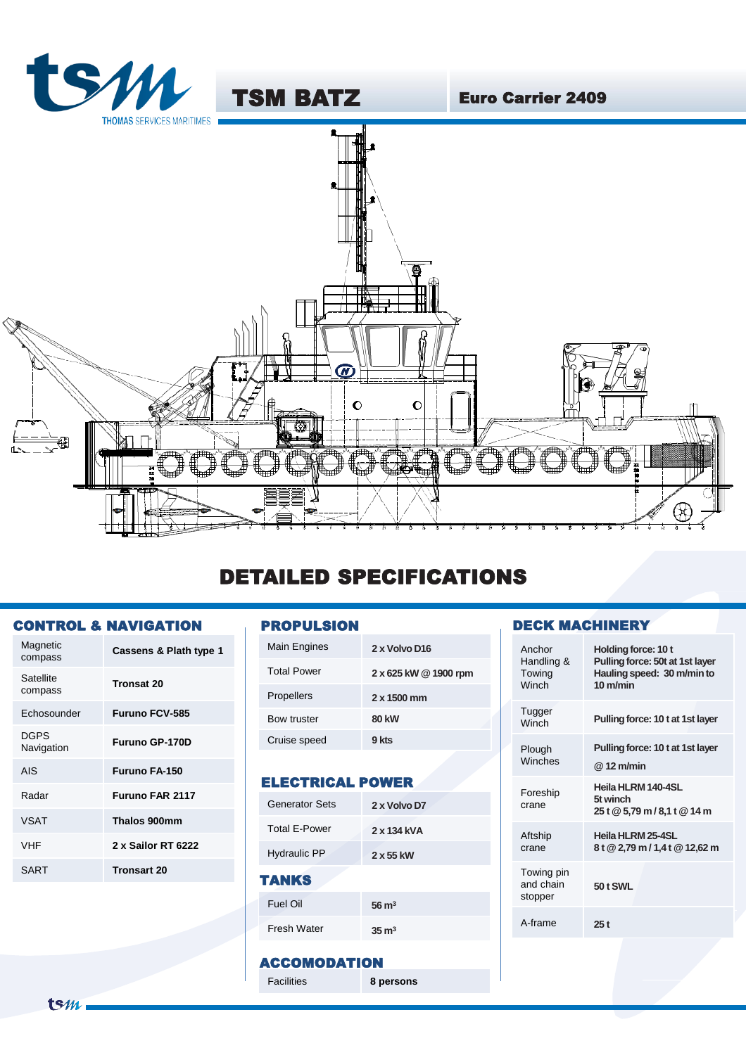# TSM BATZ

**Euro Carrier 2409**

## DETAILED SPECIFICATIONS

### CONTROL & NAVIGATION

| | |
|---|---|
| Magnetic compass | **Cassens & Plath type 1** |
| Satellite compass | **Tronsat 20** |
| Echosounder | **Furuno FCV-585** |
| DGPS Navigation | **Furuno GP-170D** |
| AIS | **Furuno FA-150** |
| Radar | **Furuno FAR 2117** |
| VSAT | **Thalos 900mm** |
| VHF | **2 x Sailor RT 6222** |
| SART | **Tronsart 20** |

### PROPULSION

| | |
|---|---|
| Main Engines | **2 x Volvo D16** |
| Total Power | **2 x 625 kW @ 1900 rpm** |
| Propellers | **2 x 1500 mm** |
| Bow truster | **80 kW** |
| Cruise speed | **9 kts** |

### ELECTRICAL POWER

| | |
|---|---|
| Generator Sets | **2 x Volvo D7** |
| Total E-Power | **2 x 134 kVA** |
| Hydraulic PP | **2 x 55 kW** |

### TANKS

| | |
|---|---|
| Fuel Oil | **56 m³** |
| Fresh Water | **35 m³** |

### ACCOMODATION

| | |
|---|---|
| Facilities | **8 persons** |

### DECK MACHINERY

| | |
|---|---|
| Anchor Handling & Towing Winch | **Holding force: 10 t**<br>**Pulling force: 50t at 1st layer**<br>**Hauling speed: 30 m/min to 10 m/min** |
| Tugger Winch | **Pulling force: 10 t at 1st layer** |
| Plough Winches | **Pulling force: 10 t at 1st layer**<br>**@ 12 m/min** |
| Foreship crane | **Heila HLRM 140-4SL**<br>**5t winch**<br>**25 t @ 5,79 m / 8,1 t @ 14 m** |
| Aftship crane | **Heila HLRM 25-4SL**<br>**8 t @ 2,79 m / 1,4 t @ 12,62 m** |
| Towing pin and chain stopper | **50 t SWL** |
| A-frame | **25 t** |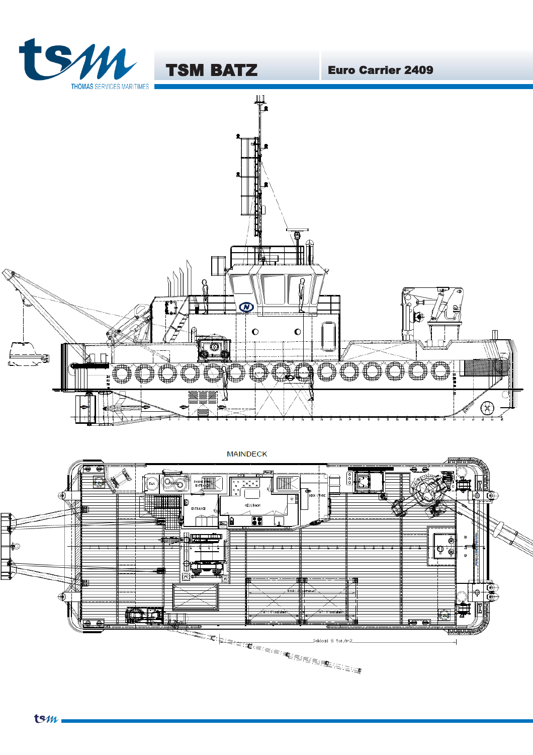# TSM BATZ

## Euro Carrier 2409

MAINDECK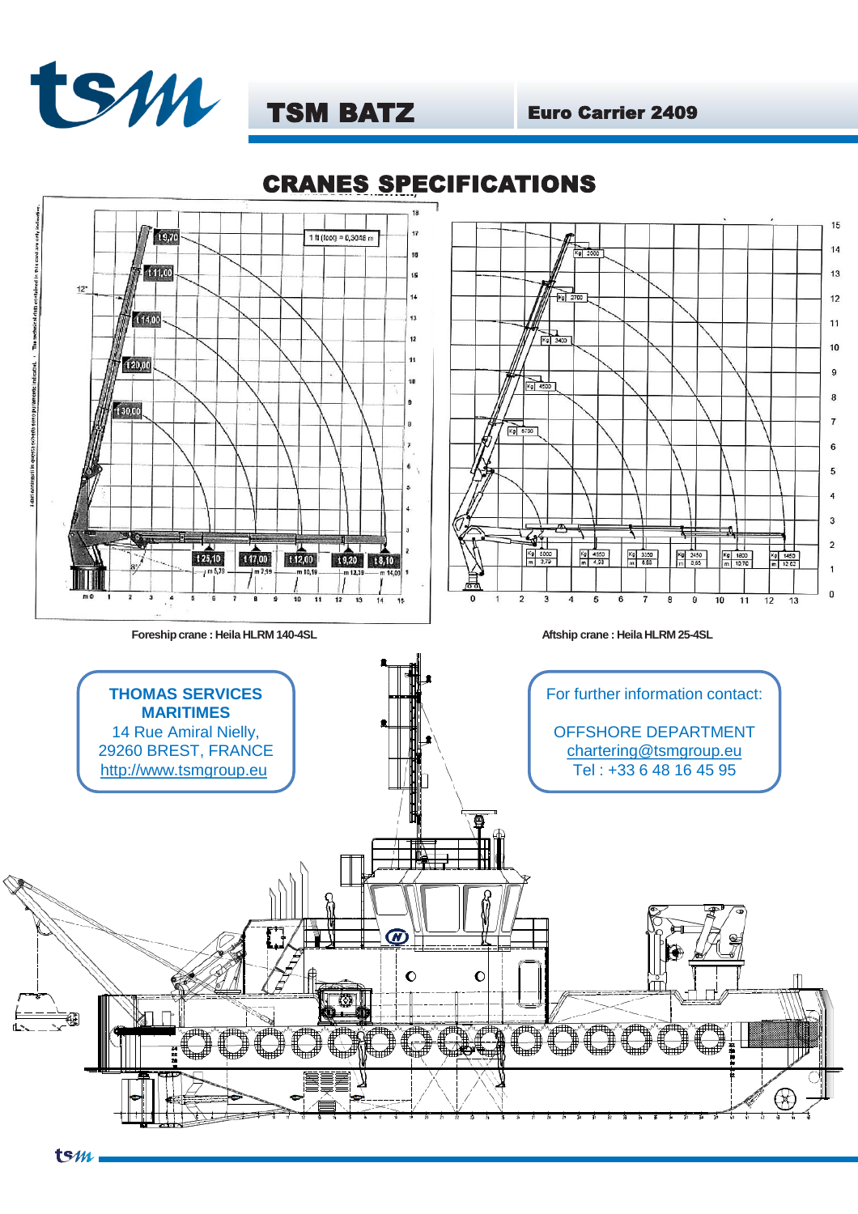# CRANES SPECIFICATIONS

Foreship crane : Heila HLRM 140-4SL

Aftship crane : Heila HLRM 25-4SL

**THOMAS SERVICES MARITIMES**
14 Rue Amiral Nielly,
29260 BREST, FRANCE
http://www.tsmgroup.eu

For further information contact:

OFFSHORE DEPARTMENT
chartering@tsmgroup.eu
Tel : +33 6 48 16 45 95